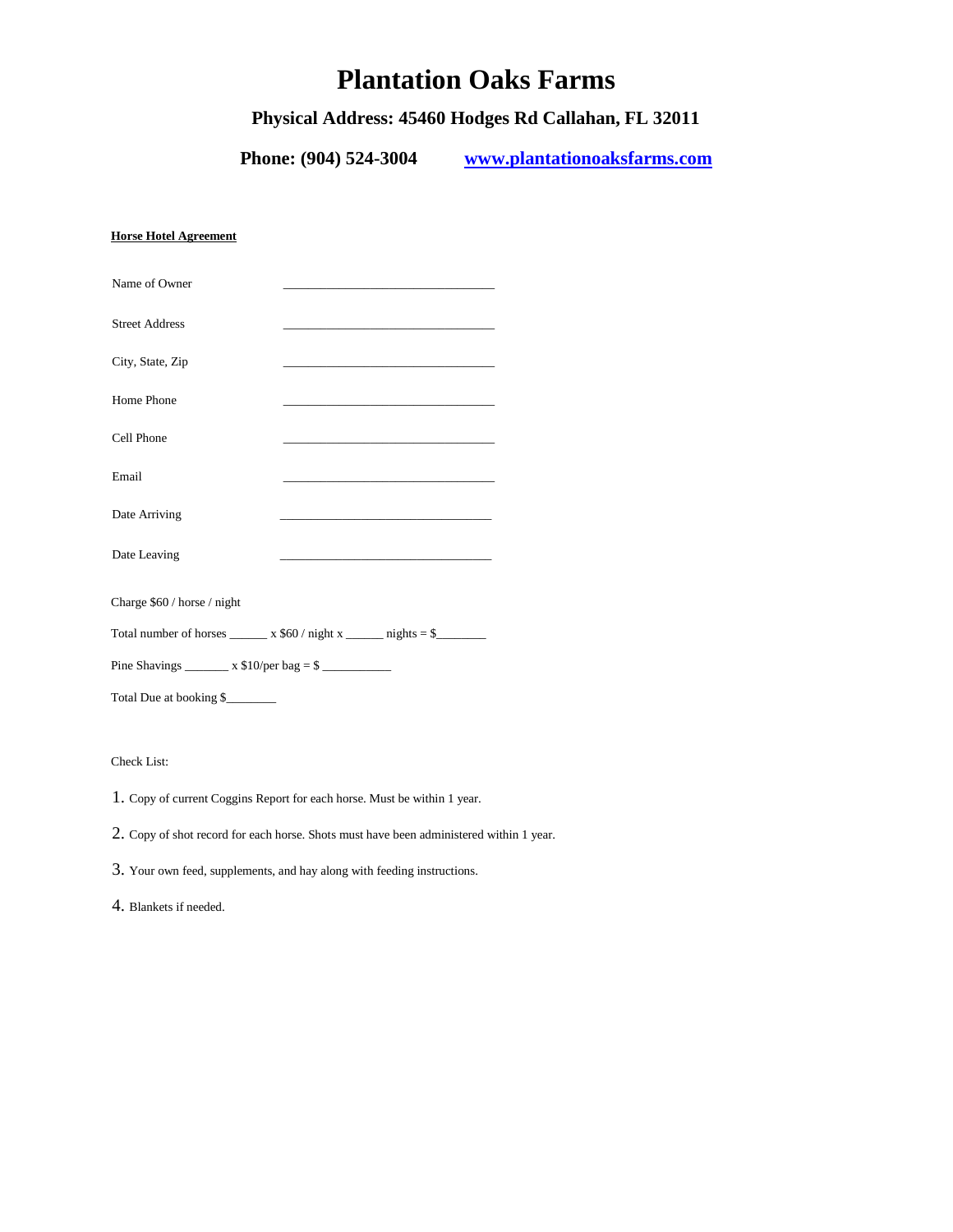# Plantation Oaks Farms

## Physical Address: 45460 Hodges Rd Callahan, FL 32011

**Phone: (904) 524-3004** [www.plantationoaksfarms.com](http://www.plantationoaksfarms.com)

**Horse Hotel Agreement**

Name of Owner _________________________________

Street Address _________________________________

City, State, Zip _________________________________

Home Phone _________________________________

Cell Phone _________________________________

Email _________________________________

Date Arriving _________________________________

Date Leaving _________________________________

Charge $60 / horse / night

Total number of horses ______ x $60 / night x ______ nights = $________

Pine Shavings _______ x $10/per bag = $ ___________

Total Due at booking $________

Check List:

1. Copy of current Coggins Report for each horse. Must be within 1 year.
2. Copy of shot record for each horse. Shots must have been administered within 1 year.
3. Your own feed, supplements, and hay along with feeding instructions.
4. Blankets if needed.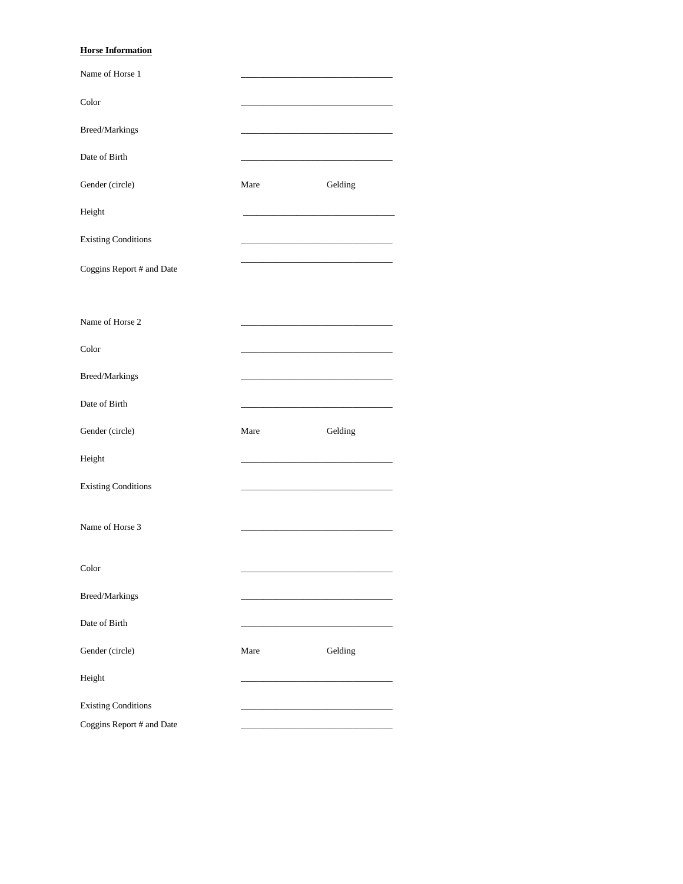**Horse Information**

Name of Horse 1 \_\_\_\_\_\_\_\_\_\_\_\_\_\_\_\_\_\_\_\_\_\_\_\_\_\_\_\_\_\_\_\_\_\_

Color \_\_\_\_\_\_\_\_\_\_\_\_\_\_\_\_\_\_\_\_\_\_\_\_\_\_\_\_\_\_\_\_\_\_

Breed/Markings \_\_\_\_\_\_\_\_\_\_\_\_\_\_\_\_\_\_\_\_\_\_\_\_\_\_\_\_\_\_\_\_\_\_

Date of Birth \_\_\_\_\_\_\_\_\_\_\_\_\_\_\_\_\_\_\_\_\_\_\_\_\_\_\_\_\_\_\_\_\_\_

Gender (circle) Mare Gelding

Height \_\_\_\_\_\_\_\_\_\_\_\_\_\_\_\_\_\_\_\_\_\_\_\_\_\_\_\_\_\_\_\_\_\_

Existing Conditions \_\_\_\_\_\_\_\_\_\_\_\_\_\_\_\_\_\_\_\_\_\_\_\_\_\_\_\_\_\_\_\_\_\_

Coggins Report # and Date \_\_\_\_\_\_\_\_\_\_\_\_\_\_\_\_\_\_\_\_\_\_\_\_\_\_\_\_\_\_\_\_\_\_

Name of Horse 2 \_\_\_\_\_\_\_\_\_\_\_\_\_\_\_\_\_\_\_\_\_\_\_\_\_\_\_\_\_\_\_\_\_\_

Color \_\_\_\_\_\_\_\_\_\_\_\_\_\_\_\_\_\_\_\_\_\_\_\_\_\_\_\_\_\_\_\_\_\_

Breed/Markings \_\_\_\_\_\_\_\_\_\_\_\_\_\_\_\_\_\_\_\_\_\_\_\_\_\_\_\_\_\_\_\_\_\_

Date of Birth \_\_\_\_\_\_\_\_\_\_\_\_\_\_\_\_\_\_\_\_\_\_\_\_\_\_\_\_\_\_\_\_\_\_

Gender (circle) Mare Gelding

Height \_\_\_\_\_\_\_\_\_\_\_\_\_\_\_\_\_\_\_\_\_\_\_\_\_\_\_\_\_\_\_\_\_\_

Existing Conditions \_\_\_\_\_\_\_\_\_\_\_\_\_\_\_\_\_\_\_\_\_\_\_\_\_\_\_\_\_\_\_\_\_\_

Name of Horse 3 \_\_\_\_\_\_\_\_\_\_\_\_\_\_\_\_\_\_\_\_\_\_\_\_\_\_\_\_\_\_\_\_\_\_

Color \_\_\_\_\_\_\_\_\_\_\_\_\_\_\_\_\_\_\_\_\_\_\_\_\_\_\_\_\_\_\_\_\_\_

Breed/Markings \_\_\_\_\_\_\_\_\_\_\_\_\_\_\_\_\_\_\_\_\_\_\_\_\_\_\_\_\_\_\_\_\_\_

Date of Birth \_\_\_\_\_\_\_\_\_\_\_\_\_\_\_\_\_\_\_\_\_\_\_\_\_\_\_\_\_\_\_\_\_\_

Gender (circle) Mare Gelding

Height \_\_\_\_\_\_\_\_\_\_\_\_\_\_\_\_\_\_\_\_\_\_\_\_\_\_\_\_\_\_\_\_\_\_

Existing Conditions \_\_\_\_\_\_\_\_\_\_\_\_\_\_\_\_\_\_\_\_\_\_\_\_\_\_\_\_\_\_\_\_\_\_

Coggins Report # and Date \_\_\_\_\_\_\_\_\_\_\_\_\_\_\_\_\_\_\_\_\_\_\_\_\_\_\_\_\_\_\_\_\_\_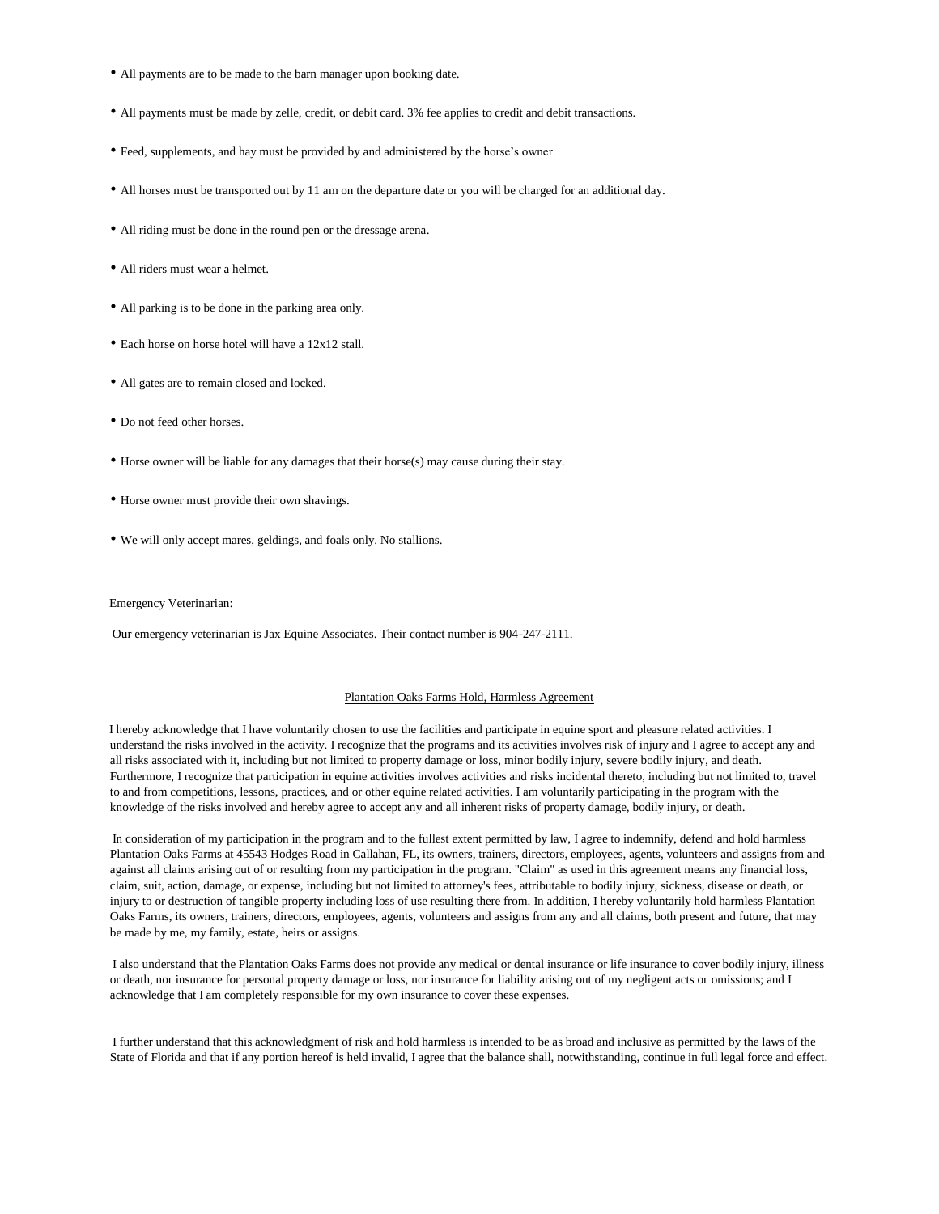- All payments are to be made to the barn manager upon booking date.
- All payments must be made by zelle, credit, or debit card. 3% fee applies to credit and debit transactions.
- Feed, supplements, and hay must be provided by and administered by the horse's owner.
- All horses must be transported out by 11 am on the departure date or you will be charged for an additional day.
- All riding must be done in the round pen or the dressage arena.
- All riders must wear a helmet.
- All parking is to be done in the parking area only.
- Each horse on horse hotel will have a 12x12 stall.
- All gates are to remain closed and locked.
- Do not feed other horses.
- Horse owner will be liable for any damages that their horse(s) may cause during their stay.
- Horse owner must provide their own shavings.
- We will only accept mares, geldings, and foals only. No stallions.

Emergency Veterinarian:

Our emergency veterinarian is Jax Equine Associates. Their contact number is 904-247-2111.

## Plantation Oaks Farms Hold, Harmless Agreement

I hereby acknowledge that I have voluntarily chosen to use the facilities and participate in equine sport and pleasure related activities. I understand the risks involved in the activity. I recognize that the programs and its activities involves risk of injury and I agree to accept any and all risks associated with it, including but not limited to property damage or loss, minor bodily injury, severe bodily injury, and death. Furthermore, I recognize that participation in equine activities involves activities and risks incidental thereto, including but not limited to, travel to and from competitions, lessons, practices, and or other equine related activities. I am voluntarily participating in the program with the knowledge of the risks involved and hereby agree to accept any and all inherent risks of property damage, bodily injury, or death.

In consideration of my participation in the program and to the fullest extent permitted by law, I agree to indemnify, defend and hold harmless Plantation Oaks Farms at 45543 Hodges Road in Callahan, FL, its owners, trainers, directors, employees, agents, volunteers and assigns from and against all claims arising out of or resulting from my participation in the program. "Claim" as used in this agreement means any financial loss, claim, suit, action, damage, or expense, including but not limited to attorney's fees, attributable to bodily injury, sickness, disease or death, or injury to or destruction of tangible property including loss of use resulting there from. In addition, I hereby voluntarily hold harmless Plantation Oaks Farms, its owners, trainers, directors, employees, agents, volunteers and assigns from any and all claims, both present and future, that may be made by me, my family, estate, heirs or assigns.

I also understand that the Plantation Oaks Farms does not provide any medical or dental insurance or life insurance to cover bodily injury, illness or death, nor insurance for personal property damage or loss, nor insurance for liability arising out of my negligent acts or omissions; and I acknowledge that I am completely responsible for my own insurance to cover these expenses.

I further understand that this acknowledgment of risk and hold harmless is intended to be as broad and inclusive as permitted by the laws of the State of Florida and that if any portion hereof is held invalid, I agree that the balance shall, notwithstanding, continue in full legal force and effect.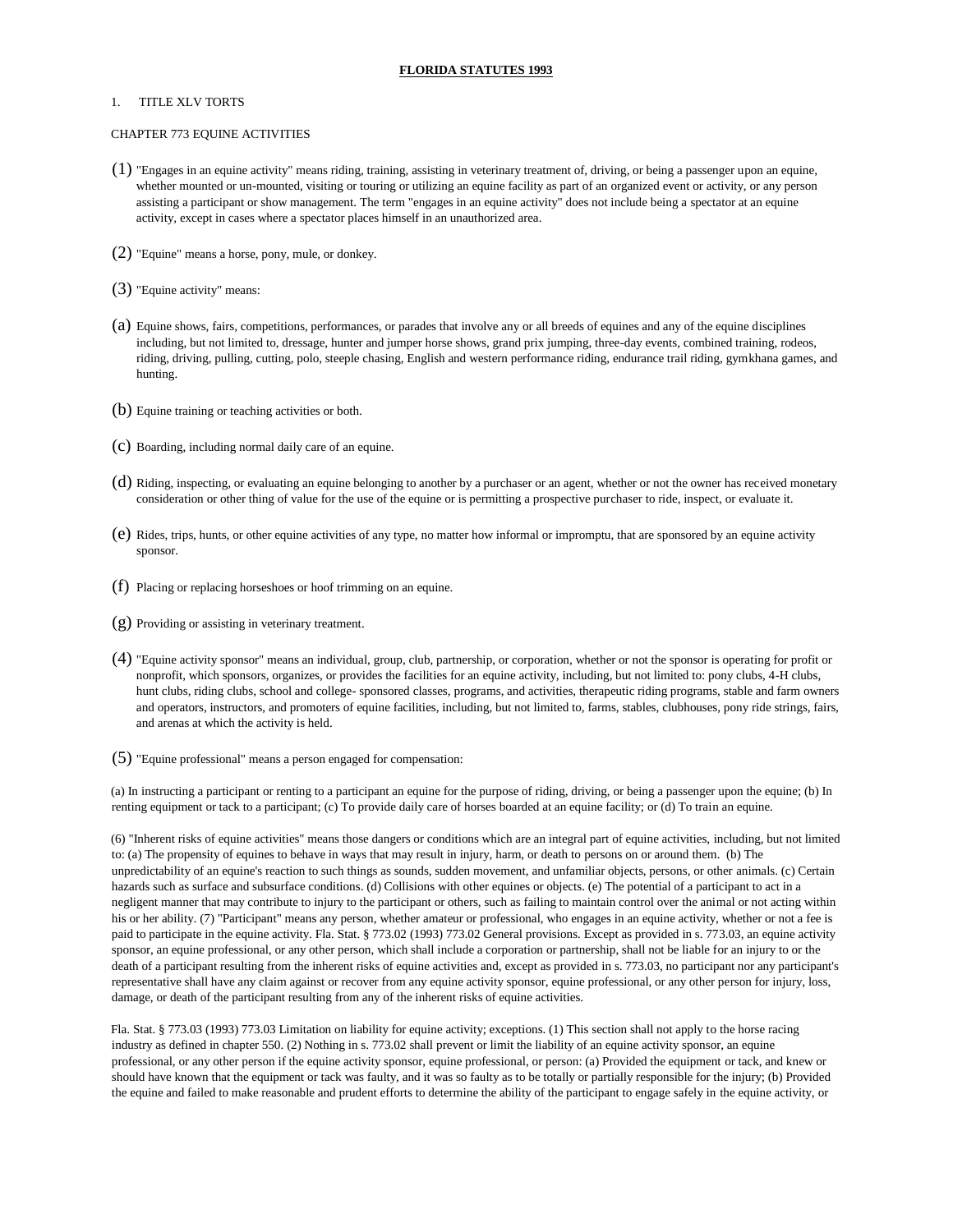**FLORIDA STATUTES 1993**

1. TITLE XLV TORTS

CHAPTER 773 EQUINE ACTIVITIES

(1) "Engages in an equine activity" means riding, training, assisting in veterinary treatment of, driving, or being a passenger upon an equine, whether mounted or un-mounted, visiting or touring or utilizing an equine facility as part of an organized event or activity, or any person assisting a participant or show management. The term "engages in an equine activity" does not include being a spectator at an equine activity, except in cases where a spectator places himself in an unauthorized area.

(2) "Equine" means a horse, pony, mule, or donkey.

(3) "Equine activity" means:

(a) Equine shows, fairs, competitions, performances, or parades that involve any or all breeds of equines and any of the equine disciplines including, but not limited to, dressage, hunter and jumper horse shows, grand prix jumping, three-day events, combined training, rodeos, riding, driving, pulling, cutting, polo, steeple chasing, English and western performance riding, endurance trail riding, gymkhana games, and hunting.

(b) Equine training or teaching activities or both.

(c) Boarding, including normal daily care of an equine.

(d) Riding, inspecting, or evaluating an equine belonging to another by a purchaser or an agent, whether or not the owner has received monetary consideration or other thing of value for the use of the equine or is permitting a prospective purchaser to ride, inspect, or evaluate it.

(e) Rides, trips, hunts, or other equine activities of any type, no matter how informal or impromptu, that are sponsored by an equine activity sponsor.

(f) Placing or replacing horseshoes or hoof trimming on an equine.

(g) Providing or assisting in veterinary treatment.

(4) "Equine activity sponsor" means an individual, group, club, partnership, or corporation, whether or not the sponsor is operating for profit or nonprofit, which sponsors, organizes, or provides the facilities for an equine activity, including, but not limited to: pony clubs, 4-H clubs, hunt clubs, riding clubs, school and college- sponsored classes, programs, and activities, therapeutic riding programs, stable and farm owners and operators, instructors, and promoters of equine facilities, including, but not limited to, farms, stables, clubhouses, pony ride strings, fairs, and arenas at which the activity is held.

(5) "Equine professional" means a person engaged for compensation:

(a) In instructing a participant or renting to a participant an equine for the purpose of riding, driving, or being a passenger upon the equine; (b) In renting equipment or tack to a participant; (c) To provide daily care of horses boarded at an equine facility; or (d) To train an equine.

(6) "Inherent risks of equine activities" means those dangers or conditions which are an integral part of equine activities, including, but not limited to: (a) The propensity of equines to behave in ways that may result in injury, harm, or death to persons on or around them. (b) The unpredictability of an equine's reaction to such things as sounds, sudden movement, and unfamiliar objects, persons, or other animals. (c) Certain hazards such as surface and subsurface conditions. (d) Collisions with other equines or objects. (e) The potential of a participant to act in a negligent manner that may contribute to injury to the participant or others, such as failing to maintain control over the animal or not acting within his or her ability. (7) "Participant" means any person, whether amateur or professional, who engages in an equine activity, whether or not a fee is paid to participate in the equine activity. Fla. Stat. § 773.02 (1993) 773.02 General provisions. Except as provided in s. 773.03, an equine activity sponsor, an equine professional, or any other person, which shall include a corporation or partnership, shall not be liable for an injury to or the death of a participant resulting from the inherent risks of equine activities and, except as provided in s. 773.03, no participant nor any participant's representative shall have any claim against or recover from any equine activity sponsor, equine professional, or any other person for injury, loss, damage, or death of the participant resulting from any of the inherent risks of equine activities.

Fla. Stat. § 773.03 (1993) 773.03 Limitation on liability for equine activity; exceptions. (1) This section shall not apply to the horse racing industry as defined in chapter 550. (2) Nothing in s. 773.02 shall prevent or limit the liability of an equine activity sponsor, an equine professional, or any other person if the equine activity sponsor, equine professional, or person: (a) Provided the equipment or tack, and knew or should have known that the equipment or tack was faulty, and it was so faulty as to be totally or partially responsible for the injury; (b) Provided the equine and failed to make reasonable and prudent efforts to determine the ability of the participant to engage safely in the equine activity, or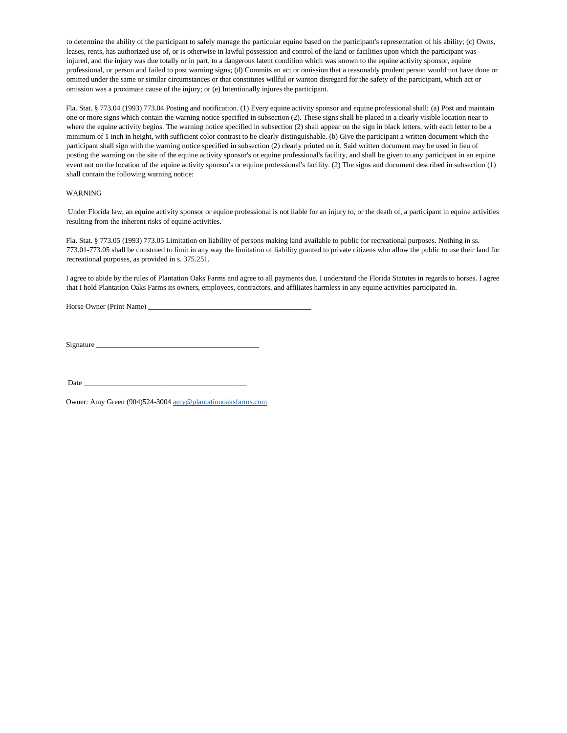to determine the ability of the participant to safely manage the particular equine based on the participant's representation of his ability; (c) Owns, leases, rents, has authorized use of, or is otherwise in lawful possession and control of the land or facilities upon which the participant was injured, and the injury was due totally or in part, to a dangerous latent condition which was known to the equine activity sponsor, equine professional, or person and failed to post warning signs; (d) Commits an act or omission that a reasonably prudent person would not have done or omitted under the same or similar circumstances or that constitutes willful or wanton disregard for the safety of the participant, which act or omission was a proximate cause of the injury; or (e) Intentionally injures the participant.

Fla. Stat. § 773.04 (1993) 773.04 Posting and notification. (1) Every equine activity sponsor and equine professional shall: (a) Post and maintain one or more signs which contain the warning notice specified in subsection (2). These signs shall be placed in a clearly visible location near to where the equine activity begins. The warning notice specified in subsection (2) shall appear on the sign in black letters, with each letter to be a minimum of 1 inch in height, with sufficient color contrast to be clearly distinguishable. (b) Give the participant a written document which the participant shall sign with the warning notice specified in subsection (2) clearly printed on it. Said written document may be used in lieu of posting the warning on the site of the equine activity sponsor's or equine professional's facility, and shall be given to any participant in an equine event not on the location of the equine activity sponsor's or equine professional's facility. (2) The signs and document described in subsection (1) shall contain the following warning notice:

WARNING

Under Florida law, an equine activity sponsor or equine professional is not liable for an injury to, or the death of, a participant in equine activities resulting from the inherent risks of equine activities.

Fla. Stat. § 773.05 (1993) 773.05 Limitation on liability of persons making land available to public for recreational purposes. Nothing in ss. 773.01-773.05 shall be construed to limit in any way the limitation of liability granted to private citizens who allow the public to use their land for recreational purposes, as provided in s. 375.251.

I agree to abide by the rules of Plantation Oaks Farms and agree to all payments due. I understand the Florida Statutes in regards to horses. I agree that I hold Plantation Oaks Farms its owners, employees, contractors, and affiliates harmless in any equine activities participated in.

Horse Owner (Print Name) ____________________________________________

Signature ____________________________________________

Date ____________________________________________

Owner: Amy Green (904)524-3004 amy@plantationoaksfarms.com